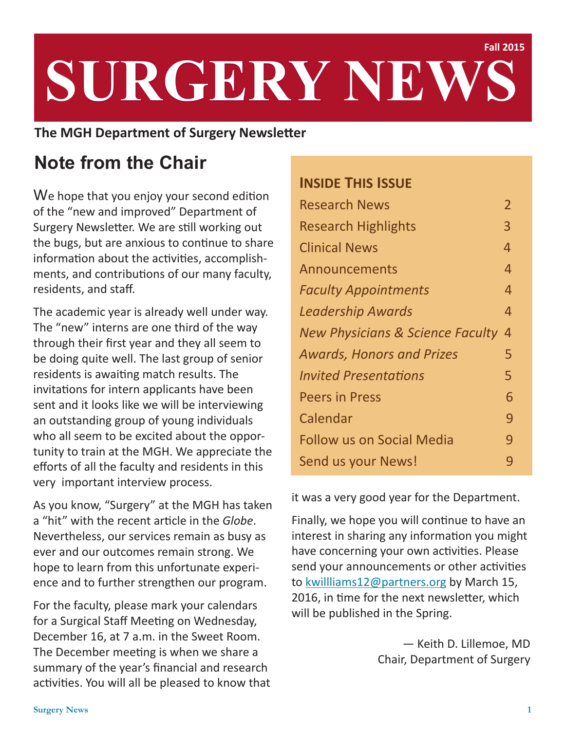# SURGERY NEWS

Fall 2015

**The MGH Department of Surgery Newsletter**

## Note from the Chair

We hope that you enjoy your second edition of the "new and improved" Department of Surgery Newsletter. We are still working out the bugs, but are anxious to continue to share information about the activities, accomplishments, and contributions of our many faculty, residents, and staff.

The academic year is already well under way. The "new" interns are one third of the way through their first year and they all seem to be doing quite well. The last group of senior residents is awaiting match results. The invitations for intern applicants have been sent and it looks like we will be interviewing an outstanding group of young individuals who all seem to be excited about the opportunity to train at the MGH. We appreciate the efforts of all the faculty and residents in this very important interview process.

As you know, "Surgery" at the MGH has taken a "hit" with the recent article in the *Globe*. Nevertheless, our services remain as busy as ever and our outcomes remain strong. We hope to learn from this unfortunate experience and to further strengthen our program.

For the faculty, please mark your calendars for a Surgical Staff Meeting on Wednesday, December 16, at 7 a.m. in the Sweet Room. The December meeting is when we share a summary of the year's financial and research activities. You will all be pleased to know that it was a very good year for the Department.

Finally, we hope you will continue to have an interest in sharing any information you might have concerning your own activities. Please send your announcements or other activities to kwillliams12@partners.org by March 15, 2016, in time for the next newsletter, which will be published in the Spring.

— Keith D. Lillemoe, MD
Chair, Department of Surgery

### Inside This Issue

| | |
|---|---|
| Research News | 2 |
| Research Highlights | 3 |
| Clinical News | 4 |
| Announcements | 4 |
| *Faculty Appointments* | 4 |
| *Leadership Awards* | 4 |
| *New Physicians & Science Faculty* | 4 |
| *Awards, Honors and Prizes* | 5 |
| *Invited Presentations* | 5 |
| Peers in Press | 6 |
| Calendar | 9 |
| Follow us on Social Media | 9 |
| Send us your News! | 9 |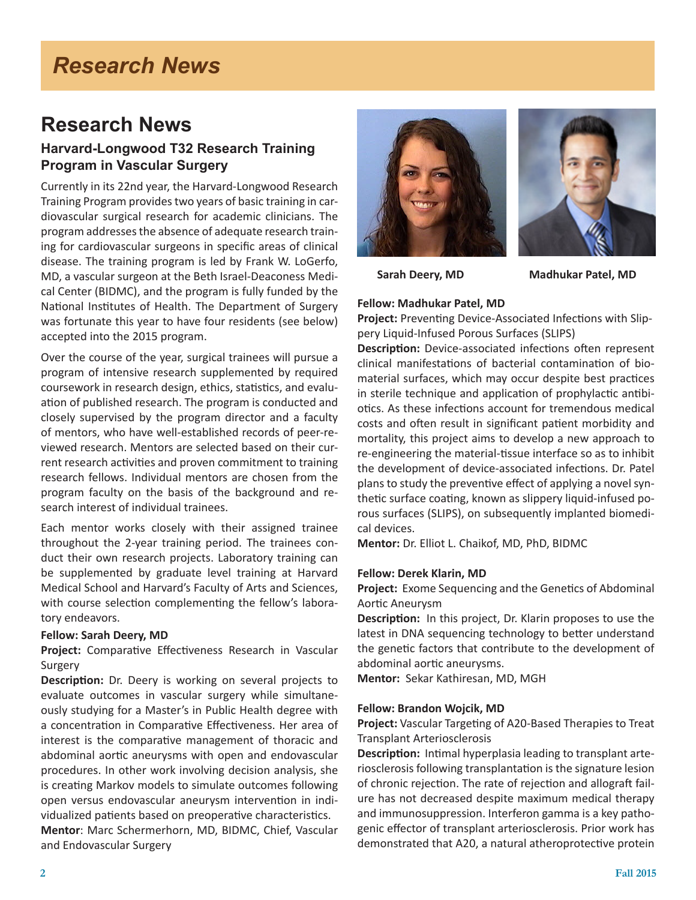# Research News

## Research News

### Harvard-Longwood T32 Research Training Program in Vascular Surgery

Currently in its 22nd year, the Harvard-Longwood Research Training Program provides two years of basic training in cardiovascular surgical research for academic clinicians. The program addresses the absence of adequate research training for cardiovascular surgeons in specific areas of clinical disease. The training program is led by Frank W. LoGerfo, MD, a vascular surgeon at the Beth Israel-Deaconess Medical Center (BIDMC), and the program is fully funded by the National Institutes of Health. The Department of Surgery was fortunate this year to have four residents (see below) accepted into the 2015 program.

Over the course of the year, surgical trainees will pursue a program of intensive research supplemented by required coursework in research design, ethics, statistics, and evaluation of published research. The program is conducted and closely supervised by the program director and a faculty of mentors, who have well-established records of peer-reviewed research. Mentors are selected based on their current research activities and proven commitment to training research fellows. Individual mentors are chosen from the program faculty on the basis of the background and research interest of individual trainees.

Each mentor works closely with their assigned trainee throughout the 2-year training period. The trainees conduct their own research projects. Laboratory training can be supplemented by graduate level training at Harvard Medical School and Harvard's Faculty of Arts and Sciences, with course selection complementing the fellow's laboratory endeavors.

**Fellow: Sarah Deery, MD**
**Project:** Comparative Effectiveness Research in Vascular Surgery
**Description:** Dr. Deery is working on several projects to evaluate outcomes in vascular surgery while simultaneously studying for a Master's in Public Health degree with a concentration in Comparative Effectiveness. Her area of interest is the comparative management of thoracic and abdominal aortic aneurysms with open and endovascular procedures. In other work involving decision analysis, she is creating Markov models to simulate outcomes following open versus endovascular aneurysm intervention in individualized patients based on preoperative characteristics.
**Mentor**: Marc Schermerhorn, MD, BIDMC, Chief, Vascular and Endovascular Surgery

**Sarah Deery, MD** **Madhukar Patel, MD**

**Fellow: Madhukar Patel, MD**
**Project:** Preventing Device-Associated Infections with Slippery Liquid-Infused Porous Surfaces (SLIPS)
**Description:** Device-associated infections often represent clinical manifestations of bacterial contamination of biomaterial surfaces, which may occur despite best practices in sterile technique and application of prophylactic antibiotics. As these infections account for tremendous medical costs and often result in significant patient morbidity and mortality, this project aims to develop a new approach to re-engineering the material-tissue interface so as to inhibit the development of device-associated infections. Dr. Patel plans to study the preventive effect of applying a novel synthetic surface coating, known as slippery liquid-infused porous surfaces (SLIPS), on subsequently implanted biomedical devices.
**Mentor:** Dr. Elliot L. Chaikof, MD, PhD, BIDMC

**Fellow: Derek Klarin, MD**
**Project:** Exome Sequencing and the Genetics of Abdominal Aortic Aneurysm
**Description:** In this project, Dr. Klarin proposes to use the latest in DNA sequencing technology to better understand the genetic factors that contribute to the development of abdominal aortic aneurysms.
**Mentor:** Sekar Kathiresan, MD, MGH

**Fellow: Brandon Wojcik, MD**
**Project:** Vascular Targeting of A20-Based Therapies to Treat Transplant Arteriosclerosis
**Description:** Intimal hyperplasia leading to transplant arteriosclerosis following transplantation is the signature lesion of chronic rejection. The rate of rejection and allograft failure has not decreased despite maximum medical therapy and immunosuppression. Interferon gamma is a key pathogenic effector of transplant arteriosclerosis. Prior work has demonstrated that A20, a natural atheroprotective protein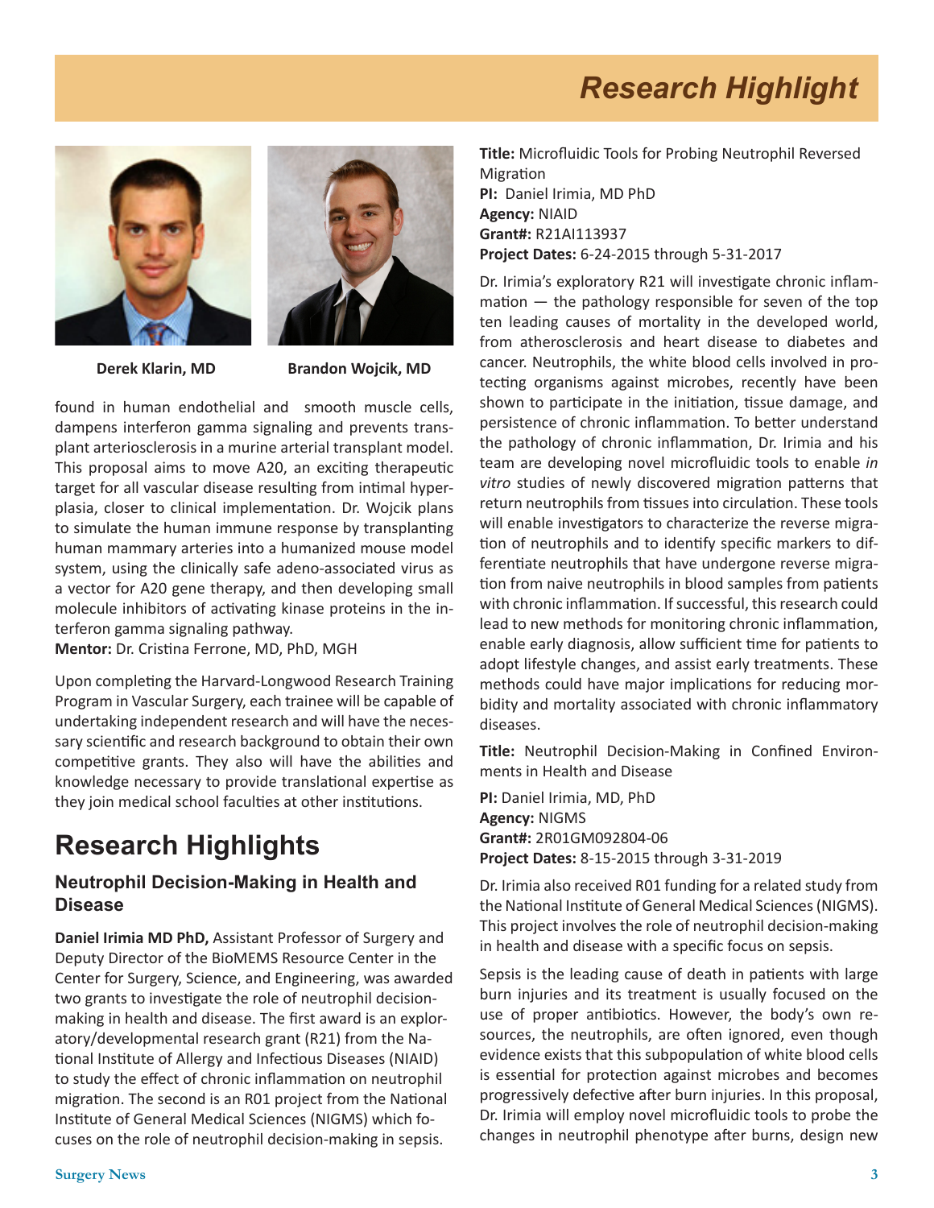# Research Highlight

**Derek Klarin, MD** **Brandon Wojcik, MD**

found in human endothelial and smooth muscle cells, dampens interferon gamma signaling and prevents transplant arteriosclerosis in a murine arterial transplant model. This proposal aims to move A20, an exciting therapeutic target for all vascular disease resulting from intimal hyperplasia, closer to clinical implementation. Dr. Wojcik plans to simulate the human immune response by transplanting human mammary arteries into a humanized mouse model system, using the clinically safe adeno-associated virus as a vector for A20 gene therapy, and then developing small molecule inhibitors of activating kinase proteins in the interferon gamma signaling pathway.

**Mentor:** Dr. Cristina Ferrone, MD, PhD, MGH

Upon completing the Harvard-Longwood Research Training Program in Vascular Surgery, each trainee will be capable of undertaking independent research and will have the necessary scientific and research background to obtain their own competitive grants. They also will have the abilities and knowledge necessary to provide translational expertise as they join medical school faculties at other institutions.

## Research Highlights

### Neutrophil Decision-Making in Health and Disease

**Daniel Irimia MD PhD,** Assistant Professor of Surgery and Deputy Director of the BioMEMS Resource Center in the Center for Surgery, Science, and Engineering, was awarded two grants to investigate the role of neutrophil decision-making in health and disease. The first award is an exploratory/developmental research grant (R21) from the National Institute of Allergy and Infectious Diseases (NIAID) to study the effect of chronic inflammation on neutrophil migration. The second is an R01 project from the National Institute of General Medical Sciences (NIGMS) which focuses on the role of neutrophil decision-making in sepsis.

**Title:** Microfluidic Tools for Probing Neutrophil Reversed Migration
**PI:** Daniel Irimia, MD PhD
**Agency:** NIAID
**Grant#:** R21AI113937
**Project Dates:** 6-24-2015 through 5-31-2017

Dr. Irimia's exploratory R21 will investigate chronic inflammation — the pathology responsible for seven of the top ten leading causes of mortality in the developed world, from atherosclerosis and heart disease to diabetes and cancer. Neutrophils, the white blood cells involved in protecting organisms against microbes, recently have been shown to participate in the initiation, tissue damage, and persistence of chronic inflammation. To better understand the pathology of chronic inflammation, Dr. Irimia and his team are developing novel microfluidic tools to enable *in vitro* studies of newly discovered migration patterns that return neutrophils from tissues into circulation. These tools will enable investigators to characterize the reverse migration of neutrophils and to identify specific markers to differentiate neutrophils that have undergone reverse migration from naive neutrophils in blood samples from patients with chronic inflammation. If successful, this research could lead to new methods for monitoring chronic inflammation, enable early diagnosis, allow sufficient time for patients to adopt lifestyle changes, and assist early treatments. These methods could have major implications for reducing morbidity and mortality associated with chronic inflammatory diseases.

**Title:** Neutrophil Decision-Making in Confined Environments in Health and Disease

**PI:** Daniel Irimia, MD, PhD
**Agency:** NIGMS
**Grant#:** 2R01GM092804-06
**Project Dates:** 8-15-2015 through 3-31-2019

Dr. Irimia also received R01 funding for a related study from the National Institute of General Medical Sciences (NIGMS). This project involves the role of neutrophil decision-making in health and disease with a specific focus on sepsis.

Sepsis is the leading cause of death in patients with large burn injuries and its treatment is usually focused on the use of proper antibiotics. However, the body's own resources, the neutrophils, are often ignored, even though evidence exists that this subpopulation of white blood cells is essential for protection against microbes and becomes progressively defective after burn injuries. In this proposal, Dr. Irimia will employ novel microfluidic tools to probe the changes in neutrophil phenotype after burns, design new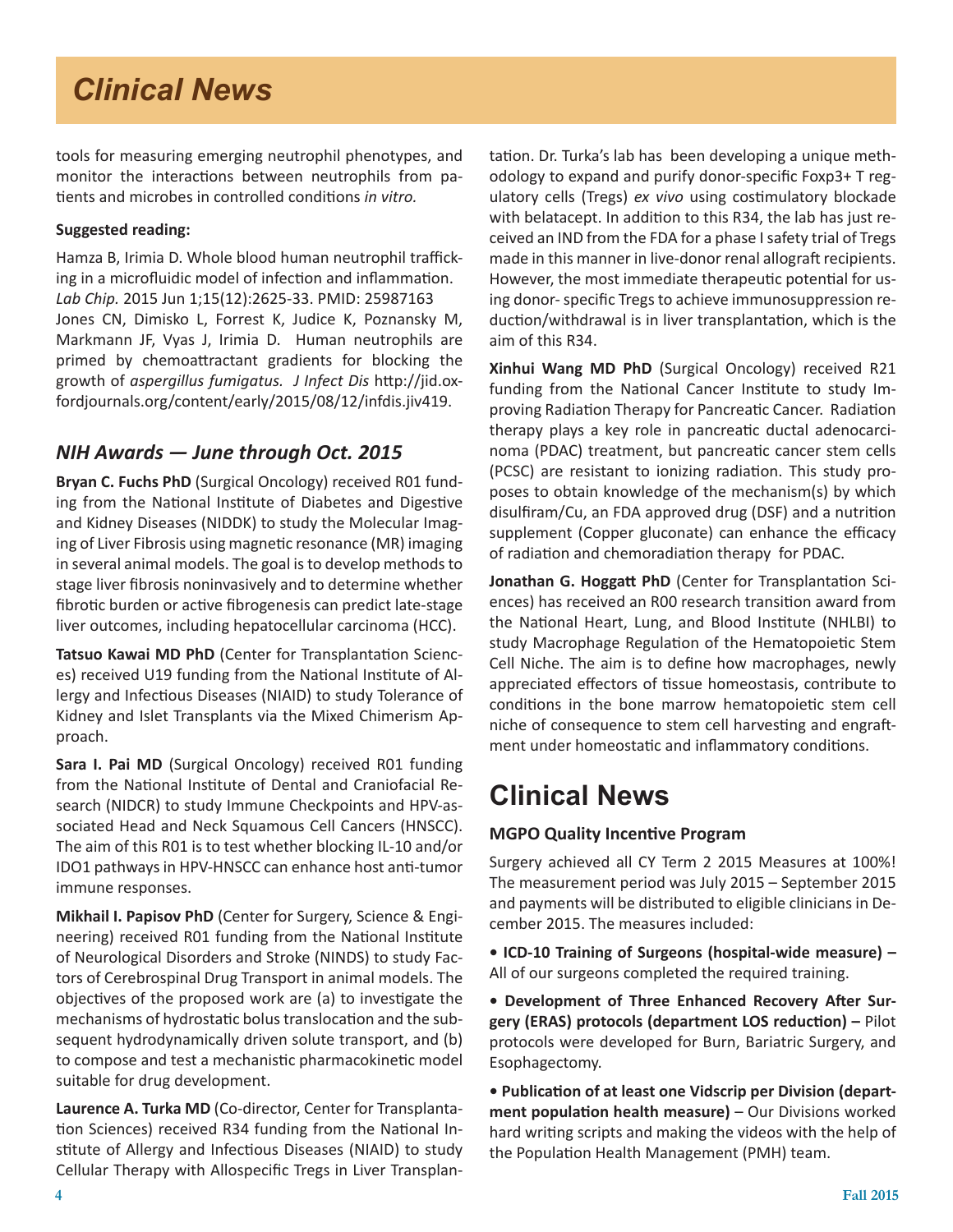tools for measuring emerging neutrophil phenotypes, and monitor the interactions between neutrophils from patients and microbes in controlled conditions *in vitro.*

**Suggested reading:**

Hamza B, Irimia D. Whole blood human neutrophil trafficking in a microfluidic model of infection and inflammation. *Lab Chip.* 2015 Jun 1;15(12):2625-33. PMID: 25987163

Jones CN, Dimisko L, Forrest K, Judice K, Poznansky M, Markmann JF, Vyas J, Irimia D. Human neutrophils are primed by chemoattractant gradients for blocking the growth of *aspergillus fumigatus. J Infect Dis* http://jid.oxfordjournals.org/content/early/2015/08/12/infdis.jiv419.

## *NIH Awards — June through Oct. 2015*

**Bryan C. Fuchs PhD** (Surgical Oncology) received R01 funding from the National Institute of Diabetes and Digestive and Kidney Diseases (NIDDK) to study the Molecular Imaging of Liver Fibrosis using magnetic resonance (MR) imaging in several animal models. The goal is to develop methods to stage liver fibrosis noninvasively and to determine whether fibrotic burden or active fibrogenesis can predict late-stage liver outcomes, including hepatocellular carcinoma (HCC).

**Tatsuo Kawai MD PhD** (Center for Transplantation Sciences) received U19 funding from the National Institute of Allergy and Infectious Diseases (NIAID) to study Tolerance of Kidney and Islet Transplants via the Mixed Chimerism Approach.

**Sara I. Pai MD** (Surgical Oncology) received R01 funding from the National Institute of Dental and Craniofacial Research (NIDCR) to study Immune Checkpoints and HPV-associated Head and Neck Squamous Cell Cancers (HNSCC). The aim of this R01 is to test whether blocking IL-10 and/or IDO1 pathways in HPV-HNSCC can enhance host anti-tumor immune responses.

**Mikhail I. Papisov PhD** (Center for Surgery, Science & Engineering) received R01 funding from the National Institute of Neurological Disorders and Stroke (NINDS) to study Factors of Cerebrospinal Drug Transport in animal models. The objectives of the proposed work are (a) to investigate the mechanisms of hydrostatic bolus translocation and the subsequent hydrodynamically driven solute transport, and (b) to compose and test a mechanistic pharmacokinetic model suitable for drug development.

**Laurence A. Turka MD** (Co-director, Center for Transplantation Sciences) received R34 funding from the National Institute of Allergy and Infectious Diseases (NIAID) to study Cellular Therapy with Allospecific Tregs in Liver Transplantation. Dr. Turka's lab has been developing a unique methodology to expand and purify donor-specific Foxp3+ T regulatory cells (Tregs) *ex vivo* using costimulatory blockade with belatacept. In addition to this R34, the lab has just received an IND from the FDA for a phase I safety trial of Tregs made in this manner in live-donor renal allograft recipients. However, the most immediate therapeutic potential for using donor- specific Tregs to achieve immunosuppression reduction/withdrawal is in liver transplantation, which is the aim of this R34.

**Xinhui Wang MD PhD** (Surgical Oncology) received R21 funding from the National Cancer Institute to study Improving Radiation Therapy for Pancreatic Cancer. Radiation therapy plays a key role in pancreatic ductal adenocarcinoma (PDAC) treatment, but pancreatic cancer stem cells (PCSC) are resistant to ionizing radiation. This study proposes to obtain knowledge of the mechanism(s) by which disulfiram/Cu, an FDA approved drug (DSF) and a nutrition supplement (Copper gluconate) can enhance the efficacy of radiation and chemoradiation therapy for PDAC.

**Jonathan G. Hoggatt PhD** (Center for Transplantation Sciences) has received an R00 research transition award from the National Heart, Lung, and Blood Institute (NHLBI) to study Macrophage Regulation of the Hematopoietic Stem Cell Niche. The aim is to define how macrophages, newly appreciated effectors of tissue homeostasis, contribute to conditions in the bone marrow hematopoietic stem cell niche of consequence to stem cell harvesting and engraftment under homeostatic and inflammatory conditions.

# Clinical News

### MGPO Quality Incentive Program

Surgery achieved all CY Term 2 2015 Measures at 100%! The measurement period was July 2015 – September 2015 and payments will be distributed to eligible clinicians in December 2015. The measures included:

- **ICD-10 Training of Surgeons (hospital-wide measure) –** All of our surgeons completed the required training.
- **Development of Three Enhanced Recovery After Surgery (ERAS) protocols (department LOS reduction) –** Pilot protocols were developed for Burn, Bariatric Surgery, and Esophagectomy.
- **Publication of at least one Vidscrip per Division (department population health measure)** – Our Divisions worked hard writing scripts and making the videos with the help of the Population Health Management (PMH) team.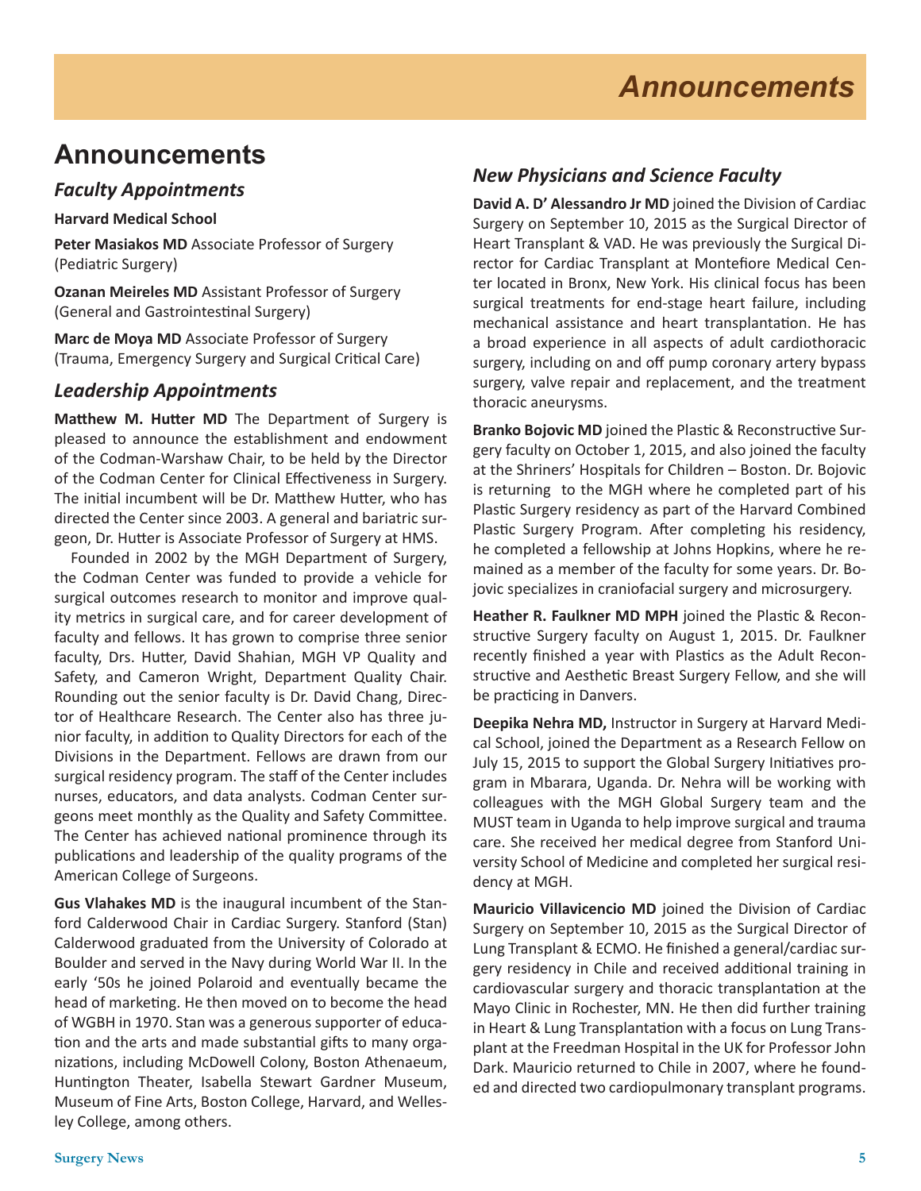# Announcements

## Faculty Appointments

**Harvard Medical School**

**Peter Masiakos MD** Associate Professor of Surgery (Pediatric Surgery)

**Ozanan Meireles MD** Assistant Professor of Surgery (General and Gastrointestinal Surgery)

**Marc de Moya MD** Associate Professor of Surgery (Trauma, Emergency Surgery and Surgical Critical Care)

## Leadership Appointments

**Matthew M. Hutter MD** The Department of Surgery is pleased to announce the establishment and endowment of the Codman-Warshaw Chair, to be held by the Director of the Codman Center for Clinical Effectiveness in Surgery. The initial incumbent will be Dr. Matthew Hutter, who has directed the Center since 2003. A general and bariatric surgeon, Dr. Hutter is Associate Professor of Surgery at HMS.

Founded in 2002 by the MGH Department of Surgery, the Codman Center was funded to provide a vehicle for surgical outcomes research to monitor and improve quality metrics in surgical care, and for career development of faculty and fellows. It has grown to comprise three senior faculty, Drs. Hutter, David Shahian, MGH VP Quality and Safety, and Cameron Wright, Department Quality Chair. Rounding out the senior faculty is Dr. David Chang, Director of Healthcare Research. The Center also has three junior faculty, in addition to Quality Directors for each of the Divisions in the Department. Fellows are drawn from our surgical residency program. The staff of the Center includes nurses, educators, and data analysts. Codman Center surgeons meet monthly as the Quality and Safety Committee. The Center has achieved national prominence through its publications and leadership of the quality programs of the American College of Surgeons.

**Gus Vlahakes MD** is the inaugural incumbent of the Stanford Calderwood Chair in Cardiac Surgery. Stanford (Stan) Calderwood graduated from the University of Colorado at Boulder and served in the Navy during World War II. In the early '50s he joined Polaroid and eventually became the head of marketing. He then moved on to become the head of WGBH in 1970. Stan was a generous supporter of education and the arts and made substantial gifts to many organizations, including McDowell Colony, Boston Athenaeum, Huntington Theater, Isabella Stewart Gardner Museum, Museum of Fine Arts, Boston College, Harvard, and Wellesley College, among others.

## New Physicians and Science Faculty

**David A. D' Alessandro Jr MD** joined the Division of Cardiac Surgery on September 10, 2015 as the Surgical Director of Heart Transplant & VAD. He was previously the Surgical Director for Cardiac Transplant at Montefiore Medical Center located in Bronx, New York. His clinical focus has been surgical treatments for end-stage heart failure, including mechanical assistance and heart transplantation. He has a broad experience in all aspects of adult cardiothoracic surgery, including on and off pump coronary artery bypass surgery, valve repair and replacement, and the treatment thoracic aneurysms.

**Branko Bojovic MD** joined the Plastic & Reconstructive Surgery faculty on October 1, 2015, and also joined the faculty at the Shriners' Hospitals for Children – Boston. Dr. Bojovic is returning to the MGH where he completed part of his Plastic Surgery residency as part of the Harvard Combined Plastic Surgery Program. After completing his residency, he completed a fellowship at Johns Hopkins, where he remained as a member of the faculty for some years. Dr. Bojovic specializes in craniofacial surgery and microsurgery.

**Heather R. Faulkner MD MPH** joined the Plastic & Reconstructive Surgery faculty on August 1, 2015. Dr. Faulkner recently finished a year with Plastics as the Adult Reconstructive and Aesthetic Breast Surgery Fellow, and she will be practicing in Danvers.

**Deepika Nehra MD,** Instructor in Surgery at Harvard Medical School, joined the Department as a Research Fellow on July 15, 2015 to support the Global Surgery Initiatives program in Mbarara, Uganda. Dr. Nehra will be working with colleagues with the MGH Global Surgery team and the MUST team in Uganda to help improve surgical and trauma care. She received her medical degree from Stanford University School of Medicine and completed her surgical residency at MGH.

**Mauricio Villavicencio MD** joined the Division of Cardiac Surgery on September 10, 2015 as the Surgical Director of Lung Transplant & ECMO. He finished a general/cardiac surgery residency in Chile and received additional training in cardiovascular surgery and thoracic transplantation at the Mayo Clinic in Rochester, MN. He then did further training in Heart & Lung Transplantation with a focus on Lung Transplant at the Freedman Hospital in the UK for Professor John Dark. Mauricio returned to Chile in 2007, where he founded and directed two cardiopulmonary transplant programs.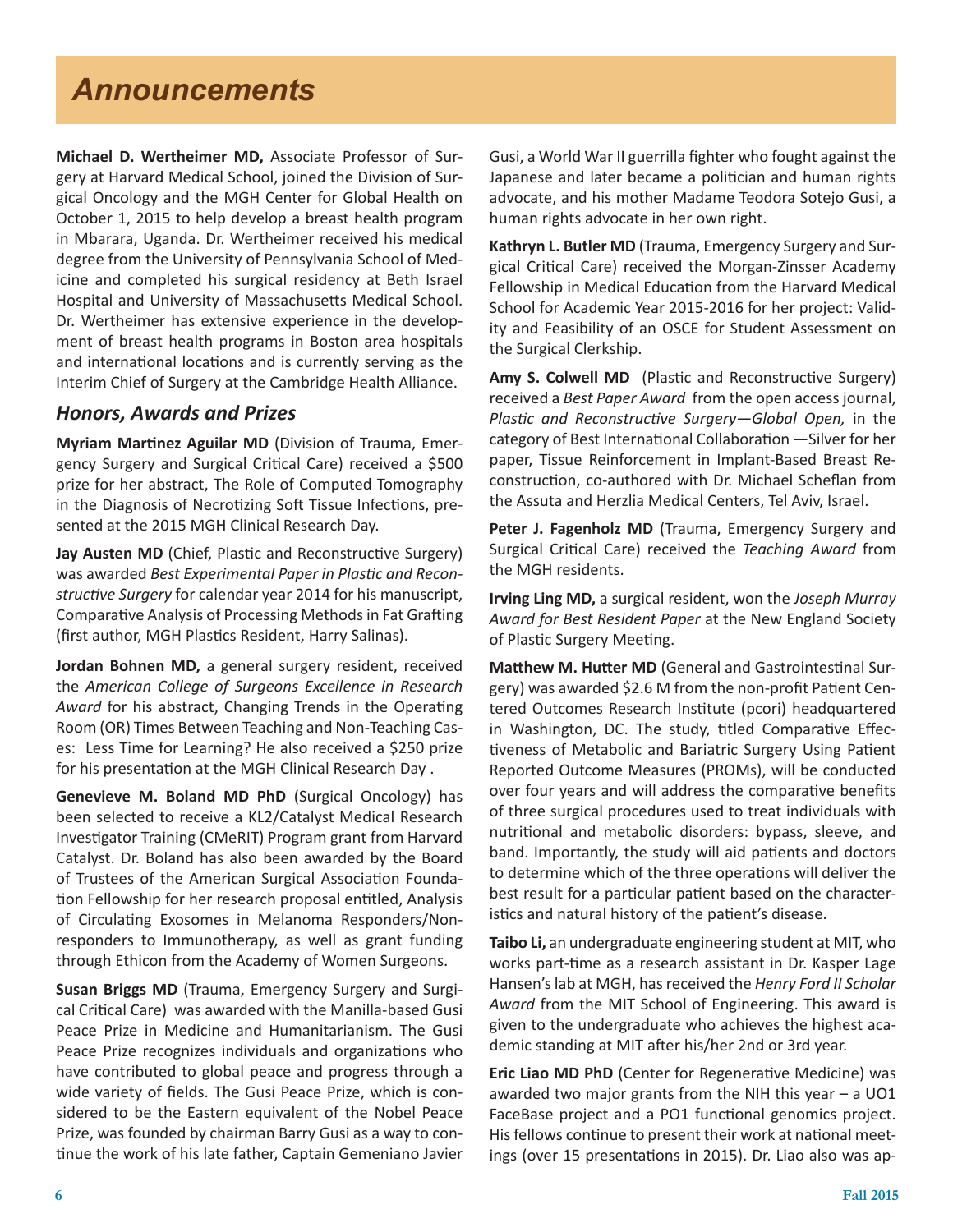# Announcements

**Michael D. Wertheimer MD,** Associate Professor of Surgery at Harvard Medical School, joined the Division of Surgical Oncology and the MGH Center for Global Health on October 1, 2015 to help develop a breast health program in Mbarara, Uganda. Dr. Wertheimer received his medical degree from the University of Pennsylvania School of Medicine and completed his surgical residency at Beth Israel Hospital and University of Massachusetts Medical School. Dr. Wertheimer has extensive experience in the development of breast health programs in Boston area hospitals and international locations and is currently serving as the Interim Chief of Surgery at the Cambridge Health Alliance.

## *Honors, Awards and Prizes*

**Myriam Martinez Aguilar MD** (Division of Trauma, Emergency Surgery and Surgical Critical Care) received a $500 prize for her abstract, The Role of Computed Tomography in the Diagnosis of Necrotizing Soft Tissue Infections, presented at the 2015 MGH Clinical Research Day.

**Jay Austen MD** (Chief, Plastic and Reconstructive Surgery) was awarded *Best Experimental Paper in Plastic and Reconstructive Surgery* for calendar year 2014 for his manuscript, Comparative Analysis of Processing Methods in Fat Grafting (first author, MGH Plastics Resident, Harry Salinas).

**Jordan Bohnen MD,** a general surgery resident, received the *American College of Surgeons Excellence in Research Award* for his abstract, Changing Trends in the Operating Room (OR) Times Between Teaching and Non-Teaching Cases: Less Time for Learning? He also received a $250 prize for his presentation at the MGH Clinical Research Day .

**Genevieve M. Boland MD PhD** (Surgical Oncology) has been selected to receive a KL2/Catalyst Medical Research Investigator Training (CMeRIT) Program grant from Harvard Catalyst. Dr. Boland has also been awarded by the Board of Trustees of the American Surgical Association Foundation Fellowship for her research proposal entitled, Analysis of Circulating Exosomes in Melanoma Responders/Nonresponders to Immunotherapy, as well as grant funding through Ethicon from the Academy of Women Surgeons.

**Susan Briggs MD** (Trauma, Emergency Surgery and Surgical Critical Care) was awarded with the Manilla-based Gusi Peace Prize in Medicine and Humanitarianism. The Gusi Peace Prize recognizes individuals and organizations who have contributed to global peace and progress through a wide variety of fields. The Gusi Peace Prize, which is considered to be the Eastern equivalent of the Nobel Peace Prize, was founded by chairman Barry Gusi as a way to continue the work of his late father, Captain Gemeniano Javier Gusi, a World War II guerrilla fighter who fought against the Japanese and later became a politician and human rights advocate, and his mother Madame Teodora Sotejo Gusi, a human rights advocate in her own right.

**Kathryn L. Butler MD** (Trauma, Emergency Surgery and Surgical Critical Care) received the Morgan-Zinsser Academy Fellowship in Medical Education from the Harvard Medical School for Academic Year 2015-2016 for her project: Validity and Feasibility of an OSCE for Student Assessment on the Surgical Clerkship.

**Amy S. Colwell MD** (Plastic and Reconstructive Surgery) received a *Best Paper Award* from the open access journal, *Plastic and Reconstructive Surgery—Global Open,* in the category of Best International Collaboration —Silver for her paper, Tissue Reinforcement in Implant-Based Breast Reconstruction, co-authored with Dr. Michael Scheflan from the Assuta and Herzlia Medical Centers, Tel Aviv, Israel.

**Peter J. Fagenholz MD** (Trauma, Emergency Surgery and Surgical Critical Care) received the *Teaching Award* from the MGH residents.

**Irving Ling MD,** a surgical resident, won the *Joseph Murray Award for Best Resident Paper* at the New England Society of Plastic Surgery Meeting.

**Matthew M. Hutter MD** (General and Gastrointestinal Surgery) was awarded $2.6 M from the non-profit Patient Centered Outcomes Research Institute (pcori) headquartered in Washington, DC. The study, titled Comparative Effectiveness of Metabolic and Bariatric Surgery Using Patient Reported Outcome Measures (PROMs), will be conducted over four years and will address the comparative benefits of three surgical procedures used to treat individuals with nutritional and metabolic disorders: bypass, sleeve, and band. Importantly, the study will aid patients and doctors to determine which of the three operations will deliver the best result for a particular patient based on the characteristics and natural history of the patient's disease.

**Taibo Li,** an undergraduate engineering student at MIT, who works part-time as a research assistant in Dr. Kasper Lage Hansen's lab at MGH, has received the *Henry Ford II Scholar Award* from the MIT School of Engineering. This award is given to the undergraduate who achieves the highest academic standing at MIT after his/her 2nd or 3rd year.

**Eric Liao MD PhD** (Center for Regenerative Medicine) was awarded two major grants from the NIH this year – a UO1 FaceBase project and a PO1 functional genomics project. His fellows continue to present their work at national meetings (over 15 presentations in 2015). Dr. Liao also was ap-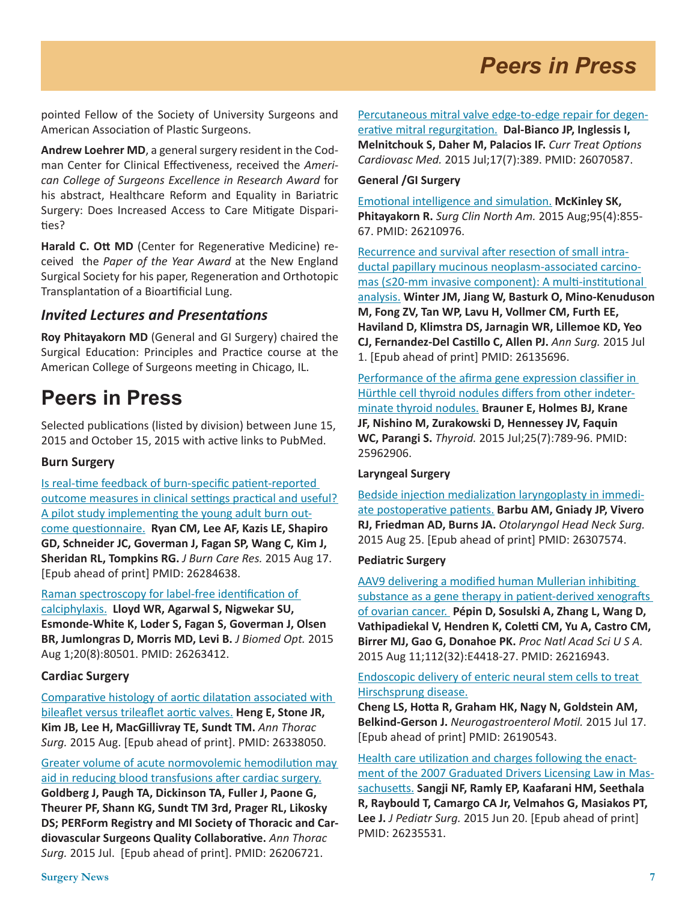pointed Fellow of the Society of University Surgeons and American Association of Plastic Surgeons.

**Andrew Loehrer MD**, a general surgery resident in the Codman Center for Clinical Effectiveness, received the *American College of Surgeons Excellence in Research Award* for his abstract, Healthcare Reform and Equality in Bariatric Surgery: Does Increased Access to Care Mitigate Disparities?

**Harald C. Ott MD** (Center for Regenerative Medicine) received the *Paper of the Year Award* at the New England Surgical Society for his paper, Regeneration and Orthotopic Transplantation of a Bioartificial Lung.

### *Invited Lectures and Presentations*

**Roy Phitayakorn MD** (General and GI Surgery) chaired the Surgical Education: Principles and Practice course at the American College of Surgeons meeting in Chicago, IL.

# Peers in Press

Selected publications (listed by division) between June 15, 2015 and October 15, 2015 with active links to PubMed.

### Burn Surgery

Is real-time feedback of burn-specific patient-reported outcome measures in clinical settings practical and useful? A pilot study implementing the young adult burn outcome questionnaire. **Ryan CM, Lee AF, Kazis LE, Shapiro GD, Schneider JC, Goverman J, Fagan SP, Wang C, Kim J, Sheridan RL, Tompkins RG.** *J Burn Care Res.* 2015 Aug 17. [Epub ahead of print] PMID: 26284638.

Raman spectroscopy for label-free identification of calciphylaxis. **Lloyd WR, Agarwal S, Nigwekar SU, Esmonde-White K, Loder S, Fagan S, Goverman J, Olsen BR, Jumlongras D, Morris MD, Levi B.** *J Biomed Opt.* 2015 Aug 1;20(8):80501. PMID: 26263412.

### Cardiac Surgery

Comparative histology of aortic dilatation associated with bileaflet versus trileaflet aortic valves. **Heng E, Stone JR, Kim JB, Lee H, MacGillivray TE, Sundt TM.** *Ann Thorac Surg.* 2015 Aug. [Epub ahead of print]. PMID: 26338050.

Greater volume of acute normovolemic hemodilution may aid in reducing blood transfusions after cardiac surgery. **Goldberg J, Paugh TA, Dickinson TA, Fuller J, Paone G, Theurer PF, Shann KG, Sundt TM 3rd, Prager RL, Likosky DS; PERForm Registry and MI Society of Thoracic and Cardiovascular Surgeons Quality Collaborative.** *Ann Thorac Surg.* 2015 Jul. [Epub ahead of print]. PMID: 26206721.

Percutaneous mitral valve edge-to-edge repair for degenerative mitral regurgitation. **Dal-Bianco JP, Inglessis I, Melnitchouk S, Daher M, Palacios IF.** *Curr Treat Options Cardiovasc Med.* 2015 Jul;17(7):389. PMID: 26070587.

### General /GI Surgery

Emotional intelligence and simulation. **McKinley SK, Phitayakorn R.** *Surg Clin North Am.* 2015 Aug;95(4):855-67. PMID: 26210976.

Recurrence and survival after resection of small intraductal papillary mucinous neoplasm-associated carcinomas (≤20-mm invasive component): A multi-institutional analysis. **Winter JM, Jiang W, Basturk O, Mino-Kenuduson M, Fong ZV, Tan WP, Lavu H, Vollmer CM, Furth EE, Haviland D, Klimstra DS, Jarnagin WR, Lillemoe KD, Yeo CJ, Fernandez-Del Castillo C, Allen PJ.** *Ann Surg.* 2015 Jul 1. [Epub ahead of print] PMID: 26135696.

Performance of the afirma gene expression classifier in Hürthle cell thyroid nodules differs from other indeterminate thyroid nodules. **Brauner E, Holmes BJ, Krane JF, Nishino M, Zurakowski D, Hennessey JV, Faquin WC, Parangi S.** *Thyroid.* 2015 Jul;25(7):789-96. PMID: 25962906.

### Laryngeal Surgery

Bedside injection medialization laryngoplasty in immediate postoperative patients. **Barbu AM, Gniady JP, Vivero RJ, Friedman AD, Burns JA.** *Otolaryngol Head Neck Surg.* 2015 Aug 25. [Epub ahead of print] PMID: 26307574.

### Pediatric Surgery

AAV9 delivering a modified human Mullerian inhibiting substance as a gene therapy in patient-derived xenografts of ovarian cancer. **Pépin D, Sosulski A, Zhang L, Wang D, Vathipadiekal V, Hendren K, Coletti CM, Yu A, Castro CM, Birrer MJ, Gao G, Donahoe PK.** *Proc Natl Acad Sci U S A.* 2015 Aug 11;112(32):E4418-27. PMID: 26216943.

Endoscopic delivery of enteric neural stem cells to treat Hirschsprung disease. **Cheng LS, Hotta R, Graham HK, Nagy N, Goldstein AM, Belkind-Gerson J.** *Neurogastroenterol Motil.* 2015 Jul 17. [Epub ahead of print] PMID: 26190543.

Health care utilization and charges following the enactment of the 2007 Graduated Drivers Licensing Law in Massachusetts. **Sangji NF, Ramly EP, Kaafarani HM, Seethala R, Raybould T, Camargo CA Jr, Velmahos G, Masiakos PT, Lee J.** *J Pediatr Surg.* 2015 Jun 20. [Epub ahead of print] PMID: 26235531.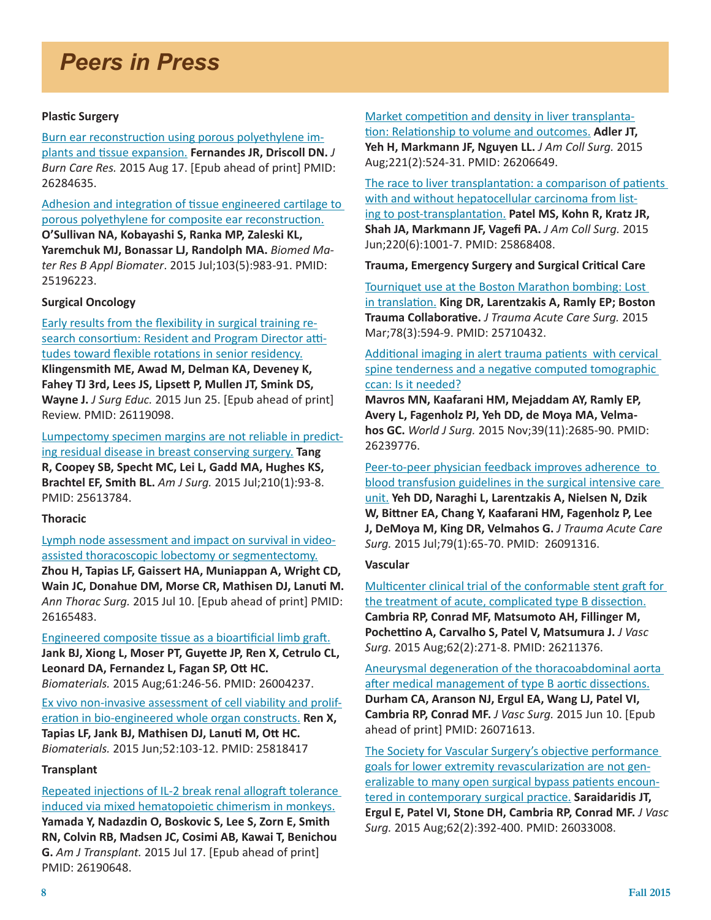# Peers in Press

### Plastic Surgery

Burn ear reconstruction using porous polyethylene implants and tissue expansion. **Fernandes JR, Driscoll DN.** *J Burn Care Res.* 2015 Aug 17. [Epub ahead of print] PMID: 26284635.

Adhesion and integration of tissue engineered cartilage to porous polyethylene for composite ear reconstruction. **O'Sullivan NA, Kobayashi S, Ranka MP, Zaleski KL, Yaremchuk MJ, Bonassar LJ, Randolph MA.** *Biomed Mater Res B Appl Biomater*. 2015 Jul;103(5):983-91. PMID: 25196223.

### Surgical Oncology

Early results from the flexibility in surgical training research consortium: Resident and Program Director attitudes toward flexible rotations in senior residency. **Klingensmith ME, Awad M, Delman KA, Deveney K, Fahey TJ 3rd, Lees JS, Lipsett P, Mullen JT, Smink DS, Wayne J.** *J Surg Educ.* 2015 Jun 25. [Epub ahead of print] Review. PMID: 26119098.

Lumpectomy specimen margins are not reliable in predicting residual disease in breast conserving surgery. **Tang R, Coopey SB, Specht MC, Lei L, Gadd MA, Hughes KS, Brachtel EF, Smith BL.** *Am J Surg.* 2015 Jul;210(1):93-8. PMID: 25613784.

### Thoracic

Lymph node assessment and impact on survival in video-assisted thoracoscopic lobectomy or segmentectomy. **Zhou H, Tapias LF, Gaissert HA, Muniappan A, Wright CD, Wain JC, Donahue DM, Morse CR, Mathisen DJ, Lanuti M.** *Ann Thorac Surg.* 2015 Jul 10. [Epub ahead of print] PMID: 26165483.

Engineered composite tissue as a bioartificial limb graft. **Jank BJ, Xiong L, Moser PT, Guyette JP, Ren X, Cetrulo CL, Leonard DA, Fernandez L, Fagan SP, Ott HC.** *Biomaterials.* 2015 Aug;61:246-56. PMID: 26004237.

Ex vivo non-invasive assessment of cell viability and proliferation in bio-engineered whole organ constructs. **Ren X, Tapias LF, Jank BJ, Mathisen DJ, Lanuti M, Ott HC.** *Biomaterials.* 2015 Jun;52:103-12. PMID: 25818417

### Transplant

Repeated injections of IL-2 break renal allograft tolerance induced via mixed hematopoietic chimerism in monkeys. **Yamada Y, Nadazdin O, Boskovic S, Lee S, Zorn E, Smith RN, Colvin RB, Madsen JC, Cosimi AB, Kawai T, Benichou G.** *Am J Transplant.* 2015 Jul 17. [Epub ahead of print] PMID: 26190648.

Market competition and density in liver transplantation: Relationship to volume and outcomes. **Adler JT, Yeh H, Markmann JF, Nguyen LL.** *J Am Coll Surg.* 2015 Aug;221(2):524-31. PMID: 26206649.

The race to liver transplantation: a comparison of patients with and without hepatocellular carcinoma from listing to post-transplantation. **Patel MS, Kohn R, Kratz JR, Shah JA, Markmann JF, Vagefi PA.** *J Am Coll Surg.* 2015 Jun;220(6):1001-7. PMID: 25868408.

### Trauma, Emergency Surgery and Surgical Critical Care

Tourniquet use at the Boston Marathon bombing: Lost in translation. **King DR, Larentzakis A, Ramly EP; Boston Trauma Collaborative.** *J Trauma Acute Care Surg.* 2015 Mar;78(3):594-9. PMID: 25710432.

Additional imaging in alert trauma patients with cervical spine tenderness and a negative computed tomographic ccan: Is it needed?
**Mavros MN, Kaafarani HM, Mejaddam AY, Ramly EP, Avery L, Fagenholz PJ, Yeh DD, de Moya MA, Velmahos GC.** *World J Surg.* 2015 Nov;39(11):2685-90. PMID: 26239776.

Peer-to-peer physician feedback improves adherence to blood transfusion guidelines in the surgical intensive care unit. **Yeh DD, Naraghi L, Larentzakis A, Nielsen N, Dzik W, Bittner EA, Chang Y, Kaafarani HM, Fagenholz P, Lee J, DeMoya M, King DR, Velmahos G.** *J Trauma Acute Care Surg.* 2015 Jul;79(1):65-70. PMID: 26091316.

### Vascular

Multicenter clinical trial of the conformable stent graft for the treatment of acute, complicated type B dissection. **Cambria RP, Conrad MF, Matsumoto AH, Fillinger M, Pochettino A, Carvalho S, Patel V, Matsumura J.** *J Vasc Surg.* 2015 Aug;62(2):271-8. PMID: 26211376.

Aneurysmal degeneration of the thoracoabdominal aorta after medical management of type B aortic dissections. **Durham CA, Aranson NJ, Ergul EA, Wang LJ, Patel VI, Cambria RP, Conrad MF.** *J Vasc Surg.* 2015 Jun 10. [Epub ahead of print] PMID: 26071613.

The Society for Vascular Surgery's objective performance goals for lower extremity revascularization are not generalizable to many open surgical bypass patients encountered in contemporary surgical practice. **Saraidaridis JT, Ergul E, Patel VI, Stone DH, Cambria RP, Conrad MF.** *J Vasc Surg.* 2015 Aug;62(2):392-400. PMID: 26033008.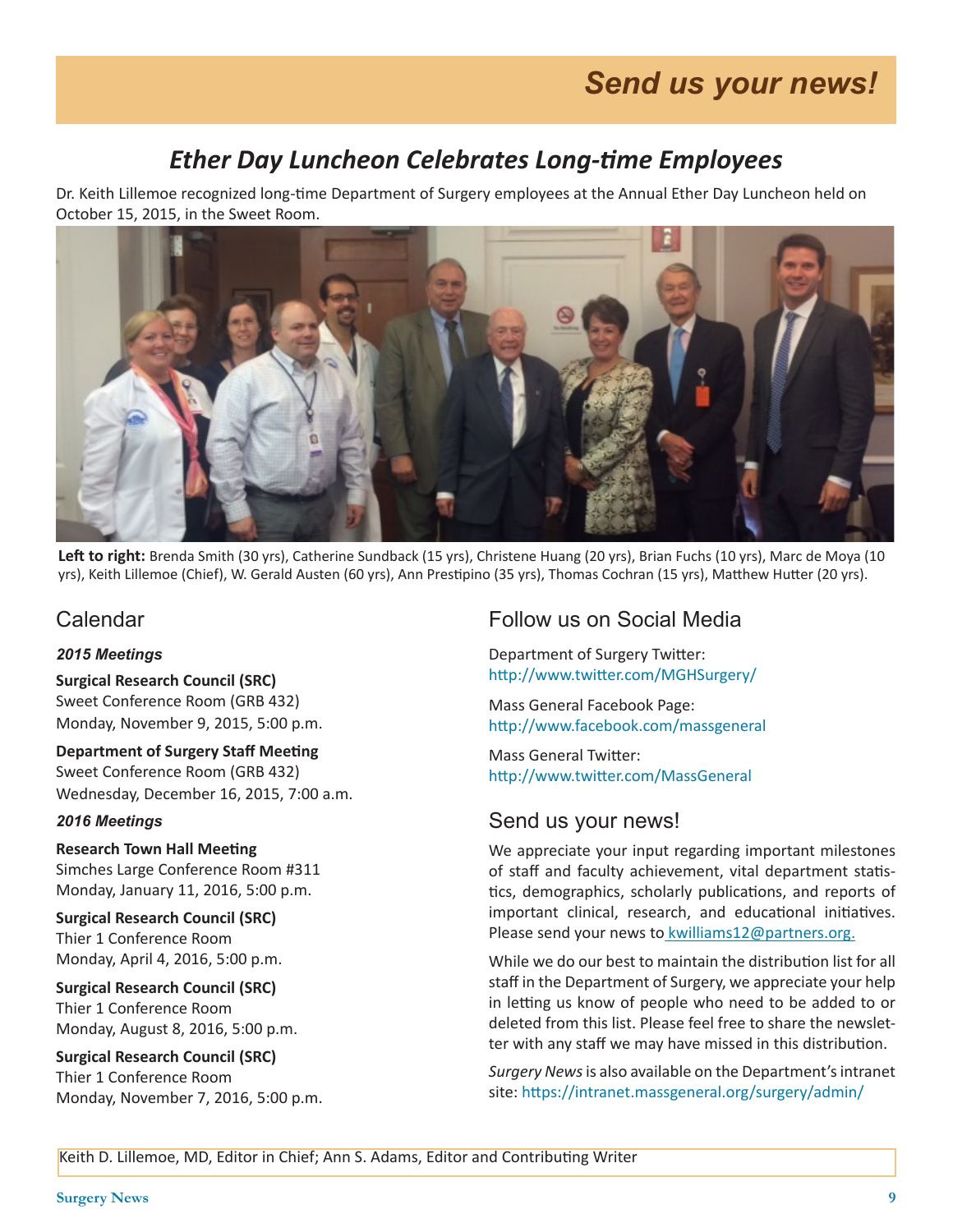# Send us your news!

## Ether Day Luncheon Celebrates Long-time Employees

Dr. Keith Lillemoe recognized long-time Department of Surgery employees at the Annual Ether Day Luncheon held on October 15, 2015, in the Sweet Room.

**Left to right:** Brenda Smith (30 yrs), Catherine Sundback (15 yrs), Christene Huang (20 yrs), Brian Fuchs (10 yrs), Marc de Moya (10 yrs), Keith Lillemoe (Chief), W. Gerald Austen (60 yrs), Ann Prestipino (35 yrs), Thomas Cochran (15 yrs), Matthew Hutter (20 yrs).

## Calendar

***2015 Meetings***

**Surgical Research Council (SRC)**
Sweet Conference Room (GRB 432)
Monday, November 9, 2015, 5:00 p.m.

**Department of Surgery Staff Meeting**
Sweet Conference Room (GRB 432)
Wednesday, December 16, 2015, 7:00 a.m.

***2016 Meetings***

**Research Town Hall Meeting**
Simches Large Conference Room #311
Monday, January 11, 2016, 5:00 p.m.

**Surgical Research Council (SRC)**
Thier 1 Conference Room
Monday, April 4, 2016, 5:00 p.m.

**Surgical Research Council (SRC)**
Thier 1 Conference Room
Monday, August 8, 2016, 5:00 p.m.

**Surgical Research Council (SRC)**
Thier 1 Conference Room
Monday, November 7, 2016, 5:00 p.m.

## Follow us on Social Media

Department of Surgery Twitter:
http://www.twitter.com/MGHSurgery/

Mass General Facebook Page:
http://www.facebook.com/massgeneral

Mass General Twitter:
http://www.twitter.com/MassGeneral

## Send us your news!

We appreciate your input regarding important milestones of staff and faculty achievement, vital department statistics, demographics, scholarly publications, and reports of important clinical, research, and educational initiatives. Please send your news to kwilliams12@partners.org.

While we do our best to maintain the distribution list for all staff in the Department of Surgery, we appreciate your help in letting us know of people who need to be added to or deleted from this list. Please feel free to share the newsletter with any staff we may have missed in this distribution.

*Surgery News* is also available on the Department's intranet site: https://intranet.massgeneral.org/surgery/admin/

Keith D. Lillemoe, MD, Editor in Chief; Ann S. Adams, Editor and Contributing Writer